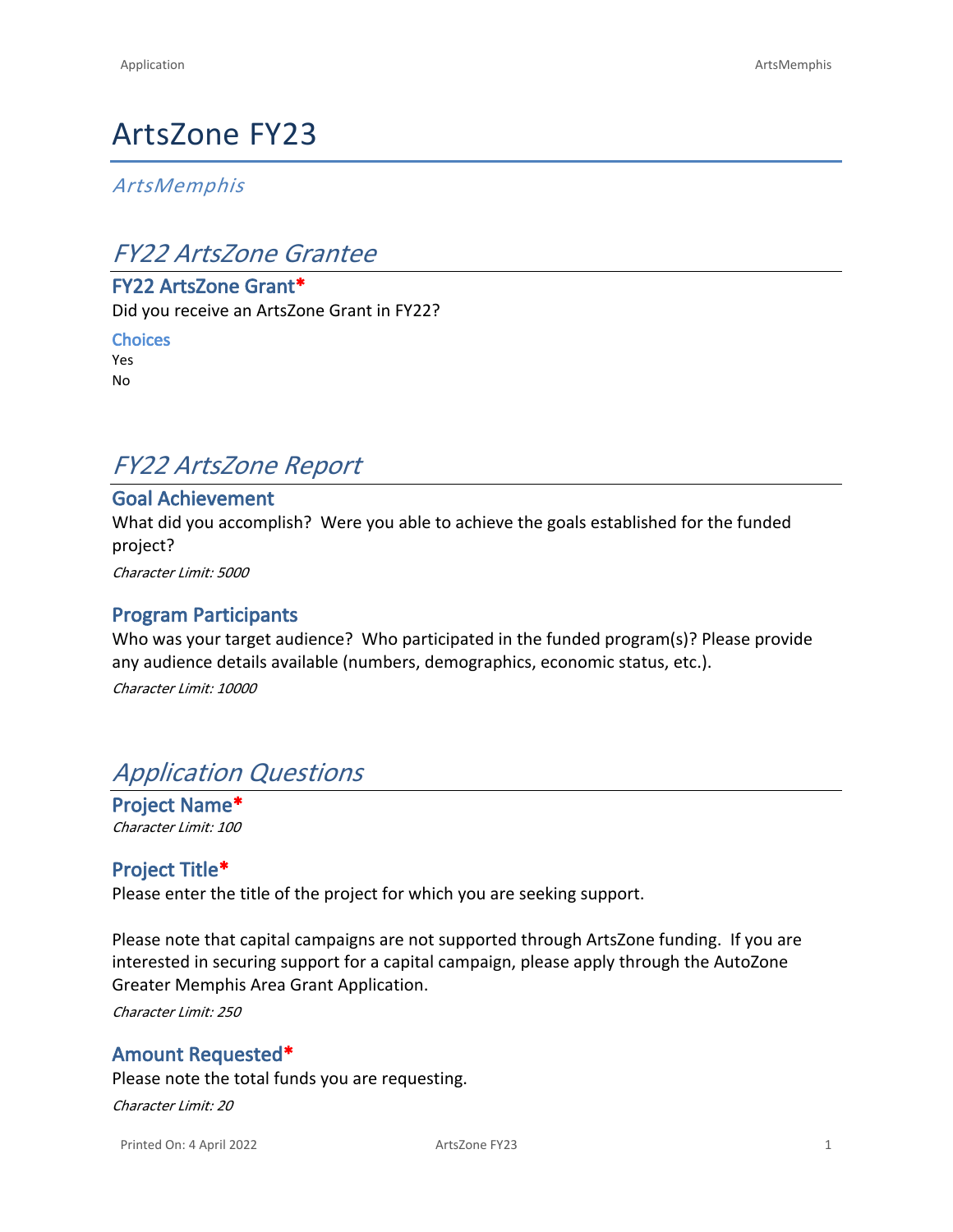# ArtsZone FY23

*ArtsMemphis*

## *FY22 ArtsZone Grantee*

### FY22 ArtsZone Grant*

Did you receive an ArtsZone Grant in FY22?

**Choices**

Yes
No

## *FY22 ArtsZone Report*

### Goal Achievement

What did you accomplish? Were you able to achieve the goals established for the funded project?

*Character Limit: 5000*

### Program Participants

Who was your target audience? Who participated in the funded program(s)? Please provide any audience details available (numbers, demographics, economic status, etc.).

*Character Limit: 10000*

## *Application Questions*

### Project Name*

*Character Limit: 100*

### Project Title*

Please enter the title of the project for which you are seeking support.

Please note that capital campaigns are not supported through ArtsZone funding. If you are interested in securing support for a capital campaign, please apply through the AutoZone Greater Memphis Area Grant Application.

*Character Limit: 250*

### Amount Requested*

Please note the total funds you are requesting.

*Character Limit: 20*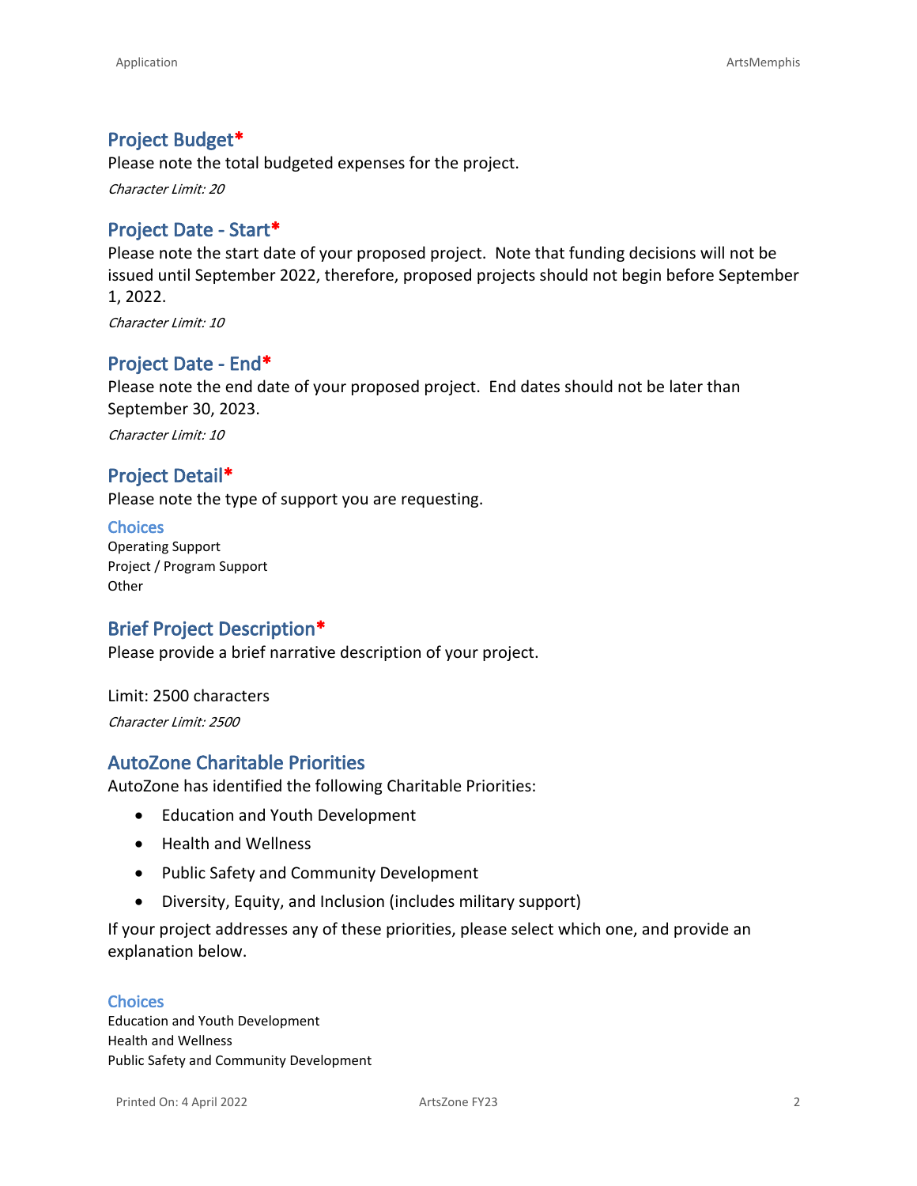## Project Budget*

Please note the total budgeted expenses for the project.

*Character Limit: 20*

## Project Date - Start*

Please note the start date of your proposed project. Note that funding decisions will not be issued until September 2022, therefore, proposed projects should not begin before September 1, 2022.

*Character Limit: 10*

## Project Date - End*

Please note the end date of your proposed project. End dates should not be later than September 30, 2023.

*Character Limit: 10*

## Project Detail*

Please note the type of support you are requesting.

### Choices

Operating Support
Project / Program Support
Other

## Brief Project Description*

Please provide a brief narrative description of your project.

Limit: 2500 characters

*Character Limit: 2500*

## AutoZone Charitable Priorities

AutoZone has identified the following Charitable Priorities:

- Education and Youth Development
- Health and Wellness
- Public Safety and Community Development
- Diversity, Equity, and Inclusion (includes military support)

If your project addresses any of these priorities, please select which one, and provide an explanation below.

### Choices

Education and Youth Development
Health and Wellness
Public Safety and Community Development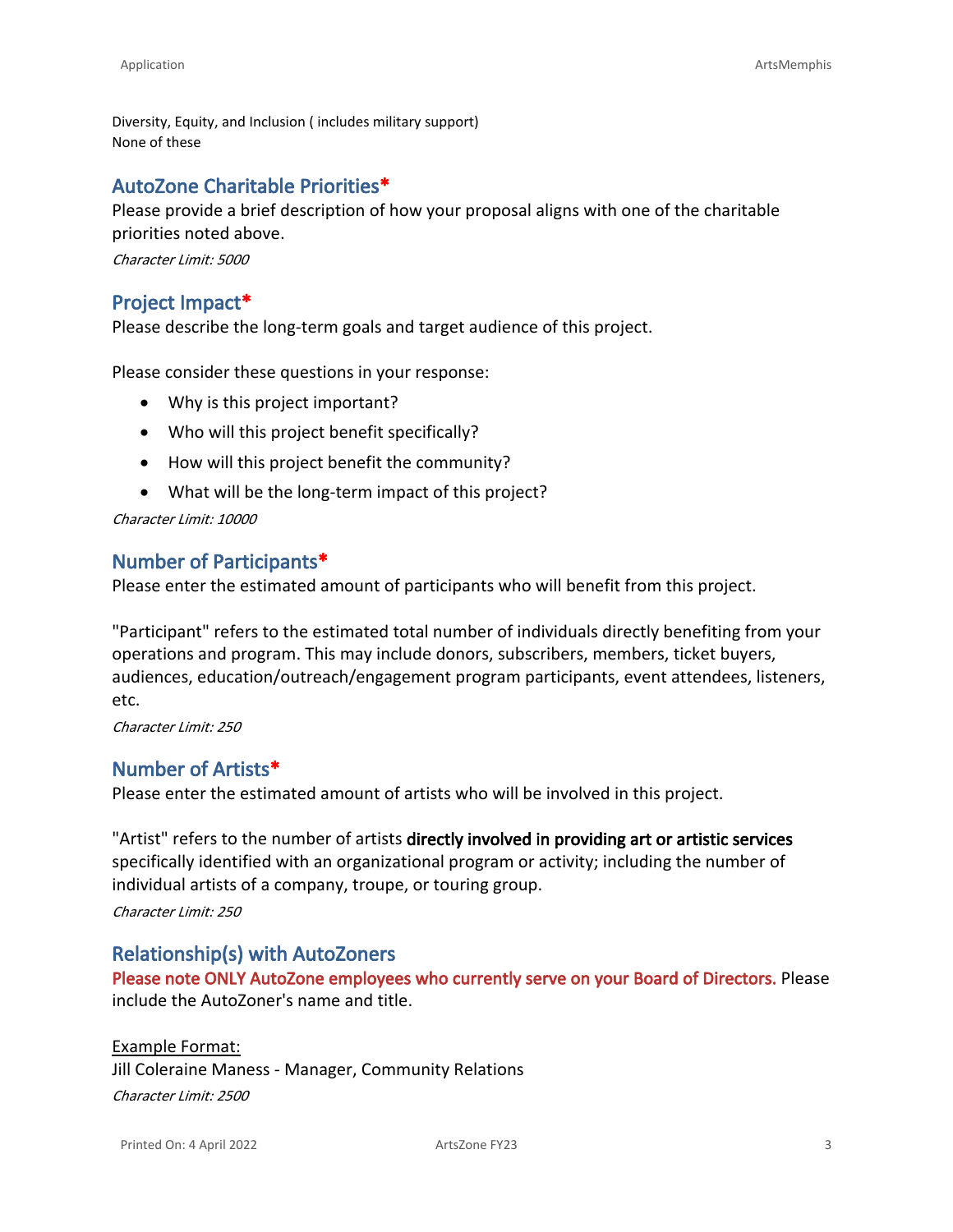Diversity, Equity, and Inclusion ( includes military support)
None of these

## AutoZone Charitable Priorities*

Please provide a brief description of how your proposal aligns with one of the charitable priorities noted above.

*Character Limit: 5000*

## Project Impact*

Please describe the long-term goals and target audience of this project.

Please consider these questions in your response:

- Why is this project important?
- Who will this project benefit specifically?
- How will this project benefit the community?
- What will be the long-term impact of this project?

*Character Limit: 10000*

## Number of Participants*

Please enter the estimated amount of participants who will benefit from this project.

"Participant" refers to the estimated total number of individuals directly benefiting from your operations and program. This may include donors, subscribers, members, ticket buyers, audiences, education/outreach/engagement program participants, event attendees, listeners, etc.

*Character Limit: 250*

## Number of Artists*

Please enter the estimated amount of artists who will be involved in this project.

"Artist" refers to the number of artists **directly involved in providing art or artistic services** specifically identified with an organizational program or activity; including the number of individual artists of a company, troupe, or touring group.

*Character Limit: 250*

## Relationship(s) with AutoZoners

Please note ONLY AutoZone employees who currently serve on your Board of Directors. Please include the AutoZoner's name and title.

Example Format:
Jill Coleraine Maness - Manager, Community Relations

*Character Limit: 2500*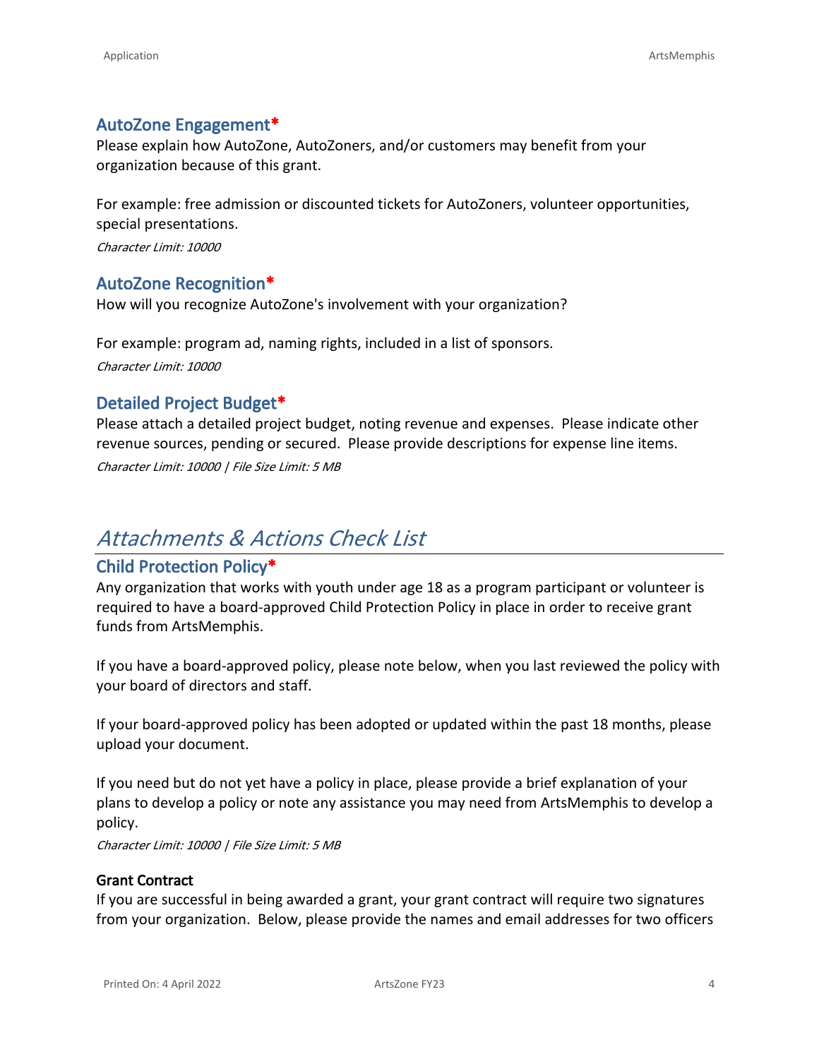### AutoZone Engagement*

Please explain how AutoZone, AutoZoners, and/or customers may benefit from your organization because of this grant.

For example: free admission or discounted tickets for AutoZoners, volunteer opportunities, special presentations.

*Character Limit: 10000*

### AutoZone Recognition*

How will you recognize AutoZone's involvement with your organization?

For example: program ad, naming rights, included in a list of sponsors.

*Character Limit: 10000*

### Detailed Project Budget*

Please attach a detailed project budget, noting revenue and expenses. Please indicate other revenue sources, pending or secured. Please provide descriptions for expense line items.

*Character Limit: 10000 | File Size Limit: 5 MB*

## *Attachments & Actions Check List*

### Child Protection Policy*

Any organization that works with youth under age 18 as a program participant or volunteer is required to have a board-approved Child Protection Policy in place in order to receive grant funds from ArtsMemphis.

If you have a board-approved policy, please note below, when you last reviewed the policy with your board of directors and staff.

If your board-approved policy has been adopted or updated within the past 18 months, please upload your document.

If you need but do not yet have a policy in place, please provide a brief explanation of your plans to develop a policy or note any assistance you may need from ArtsMemphis to develop a policy.

*Character Limit: 10000 | File Size Limit: 5 MB*

**Grant Contract**

If you are successful in being awarded a grant, your grant contract will require two signatures from your organization. Below, please provide the names and email addresses for two officers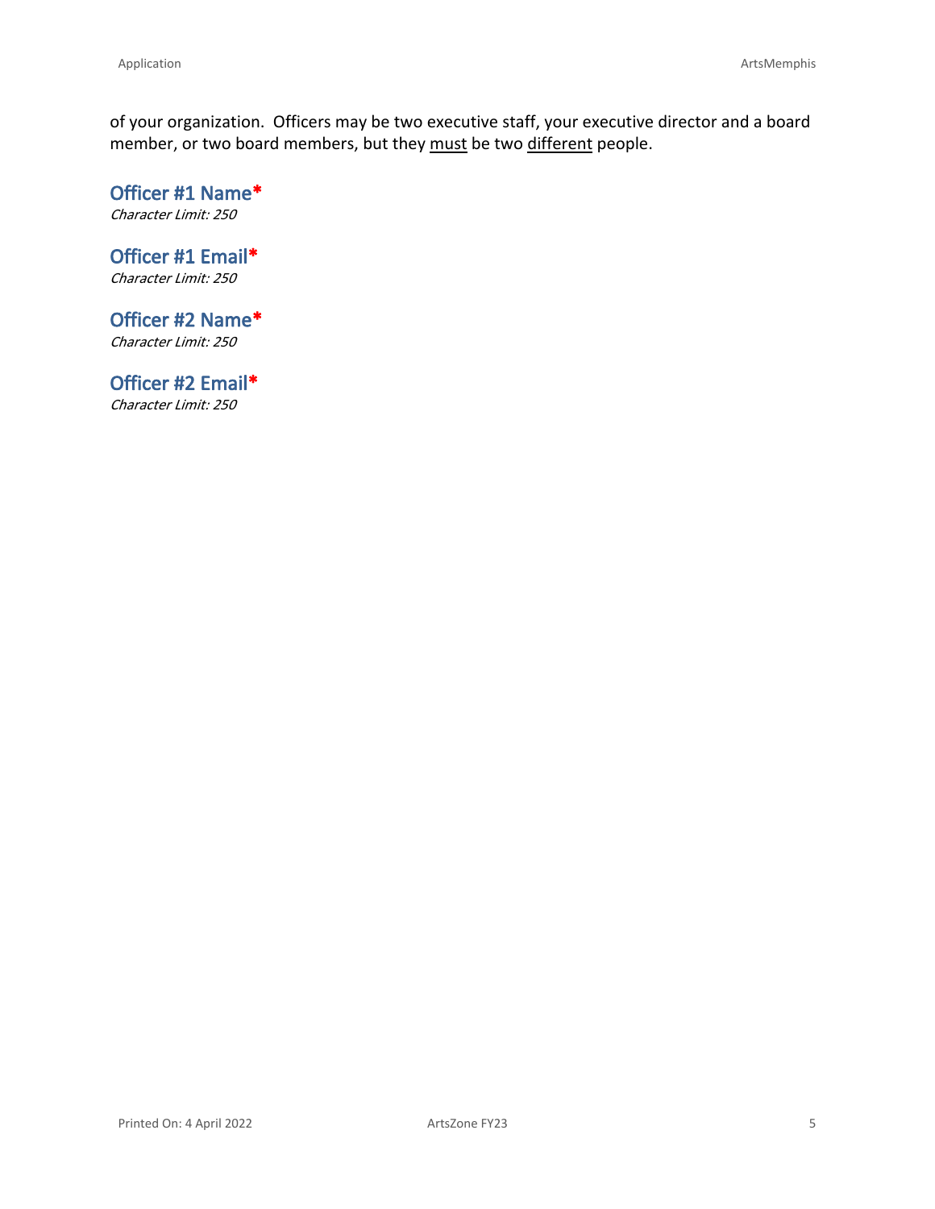of your organization. Officers may be two executive staff, your executive director and a board member, or two board members, but they <u>must</u> be two <u>different</u> people.

### Officer #1 Name*
*Character Limit: 250*

### Officer #1 Email*
*Character Limit: 250*

### Officer #2 Name*
*Character Limit: 250*

### Officer #2 Email*
*Character Limit: 250*